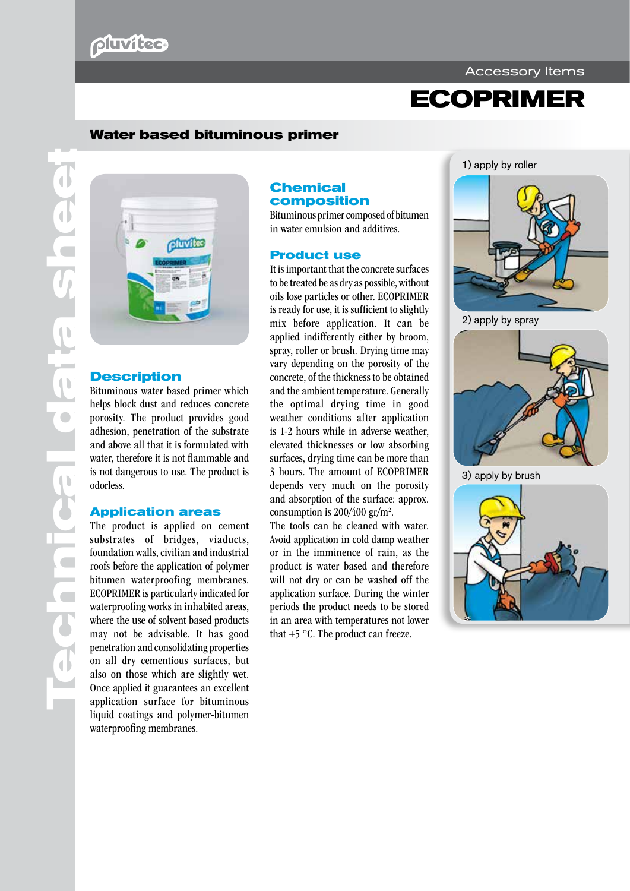Accessory Items

# ECOPRIMER

## Water based bituminous primer

Technical data sheet

### Description

Bituminous water based primer which helps block dust and reduces concrete porosity. The product provides good adhesion, penetration of the substrate and above all that it is formulated with water, therefore it is not flammable and is not dangerous to use. The product is odorless.

### Application areas

The product is applied on cement substrates of bridges, viaducts, foundation walls, civilian and industrial roofs before the application of polymer bitumen waterproofing membranes. ECOPRIMER is particularly indicated for waterproofing works in inhabited areas, where the use of solvent based products may not be advisable. It has good penetration and consolidating properties on all dry cementious surfaces, but also on those which are slightly wet. Once applied it guarantees an excellent application surface for bituminous liquid coatings and polymer-bitumen waterproofing membranes.

### Chemical composition

Bituminous primer composed of bitumen in water emulsion and additives.

### Product use

It is important that the concrete surfaces to be treated be as dry as possible, without oils lose particles or other. ECOPRIMER is ready for use, it is sufficient to slightly mix before application. It can be applied indifferently either by broom, spray, roller or brush. Drying time may vary depending on the porosity of the concrete, of the thickness to be obtained and the ambient temperature. Generally the optimal drying time in good weather conditions after application is 1-2 hours while in adverse weather, elevated thicknesses or low absorbing surfaces, drying time can be more than 3 hours. The amount of ECOPRIMER depends very much on the porosity and absorption of the surface: approx. consumption is 200/400 gr/m$^2$.

The tools can be cleaned with water. Avoid application in cold damp weather or in the imminence of rain, as the product is water based and therefore will not dry or can be washed off the application surface. During the winter periods the product needs to be stored in an area with temperatures not lower that +5 °C. The product can freeze.

1) apply by roller

2) apply by spray

3) apply by brush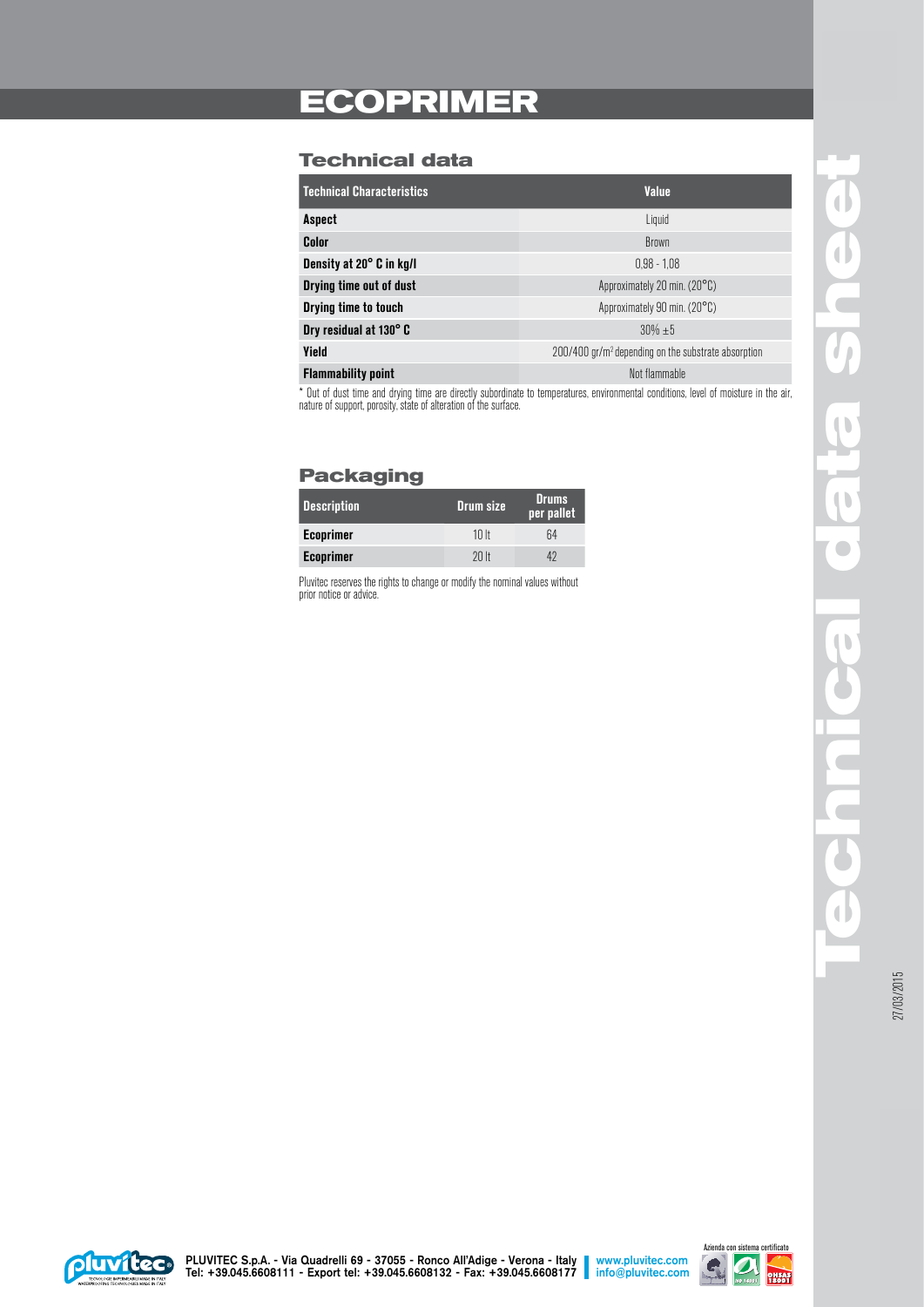# ECOPRIMER

## Technical data

| Technical Characteristics | Value |
| --- | --- |
| **Aspect** | Liquid |
| **Color** | Brown |
| **Density at 20° C in kg/l** | 0,98 - 1,08 |
| **Drying time out of dust** | Approximately 20 min. (20°C) |
| **Drying time to touch** | Approximately 90 min. (20°C) |
| **Dry residual at 130° C** | 30% ±5 |
| **Yield** | 200/400 gr/m² depending on the substrate absorption |
| **Flammability point** | Not flammable |

* Out of dust time and drying time are directly subordinate to temperatures, environmental conditions, level of moisture in the air, nature of support, porosity, state of alteration of the surface.

## Packaging

| Description | Drum size | Drums per pallet |
| --- | --- | --- |
| **Ecoprimer** | 10 lt | 64 |
| **Ecoprimer** | 20 lt | 42 |

Pluvitec reserves the rights to change or modify the nominal values without prior notice or advice.

Technical data sheet

27/03/2015

PLUVITEC S.p.A. - Via Quadrelli 69 - 37055 - Ronco All'Adige - Verona - Italy
Tel: +39.045.6608111 - Export tel: +39.045.6608132 - Fax: +39.045.6608177

www.pluvitec.com
info@pluvitec.com

Azienda con sistema certificato